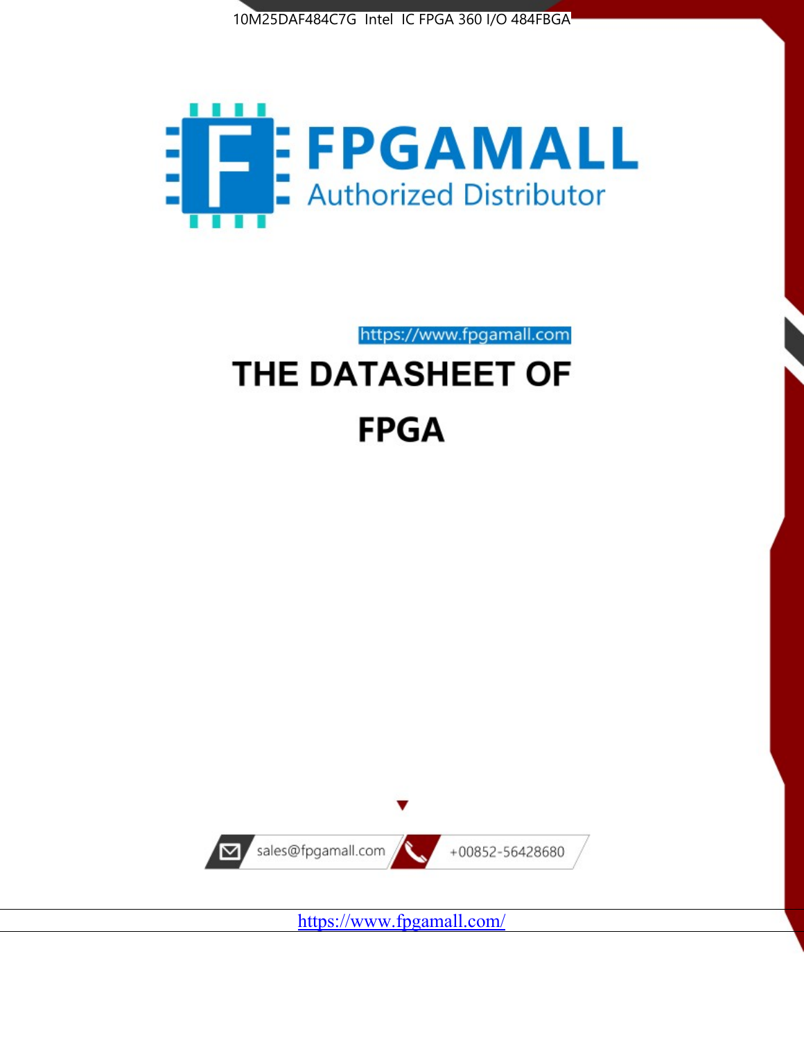10M25DAF484C7G Intel IC FPGA 360 I/O 484FBGA

FPGAMALL

Authorized Distributor

https://www.fpgamall.com

# THE DATASHEET OF

# FPGA

sales@fpgamall.com

+00852-56428680

https://www.fpgamall.com/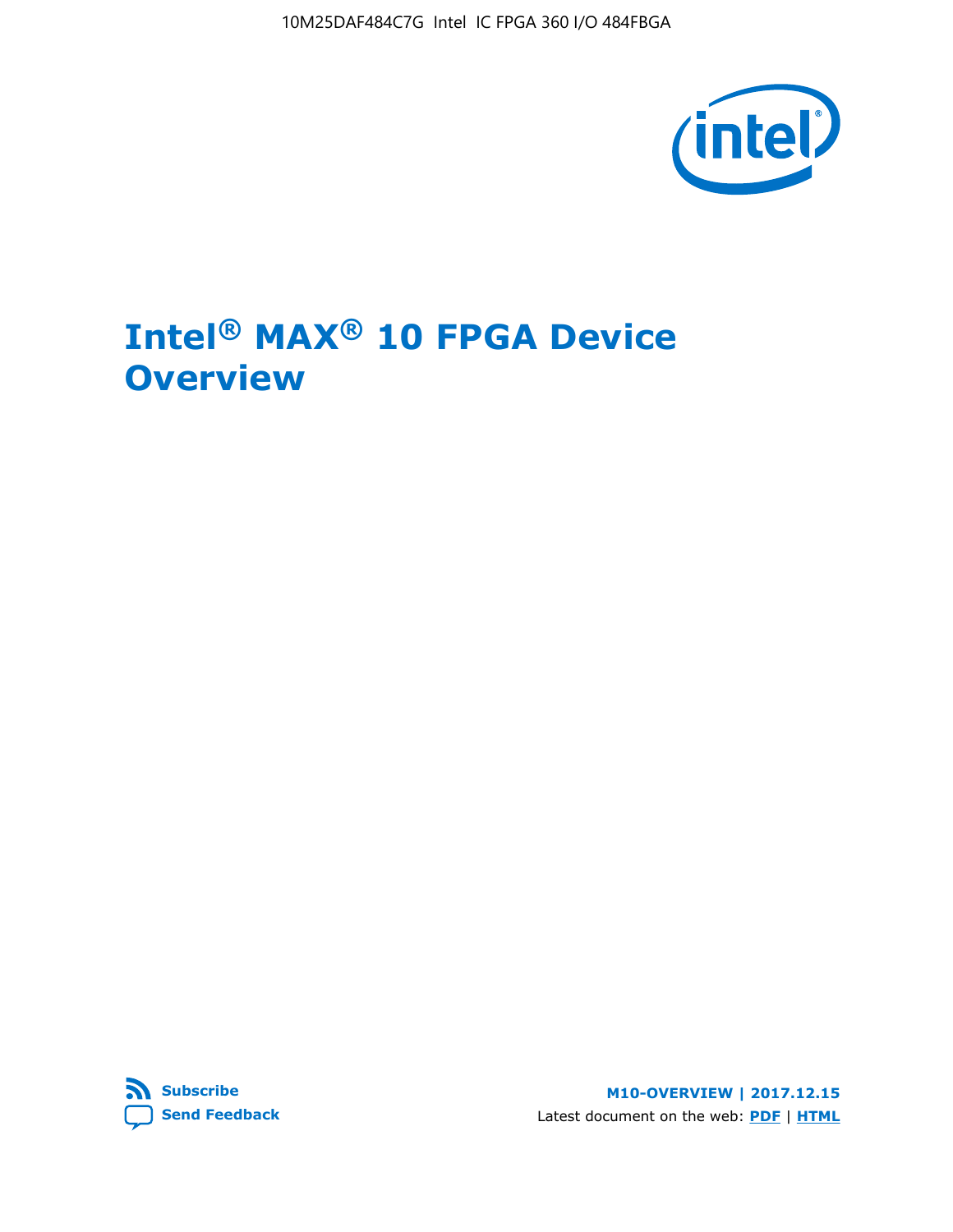10M25DAF484C7G Intel IC FPGA 360 I/O 484FBGA

# Intel® MAX® 10 FPGA Device Overview

Subscribe

Send Feedback

M10-OVERVIEW | 2017.12.15

Latest document on the web: PDF | HTML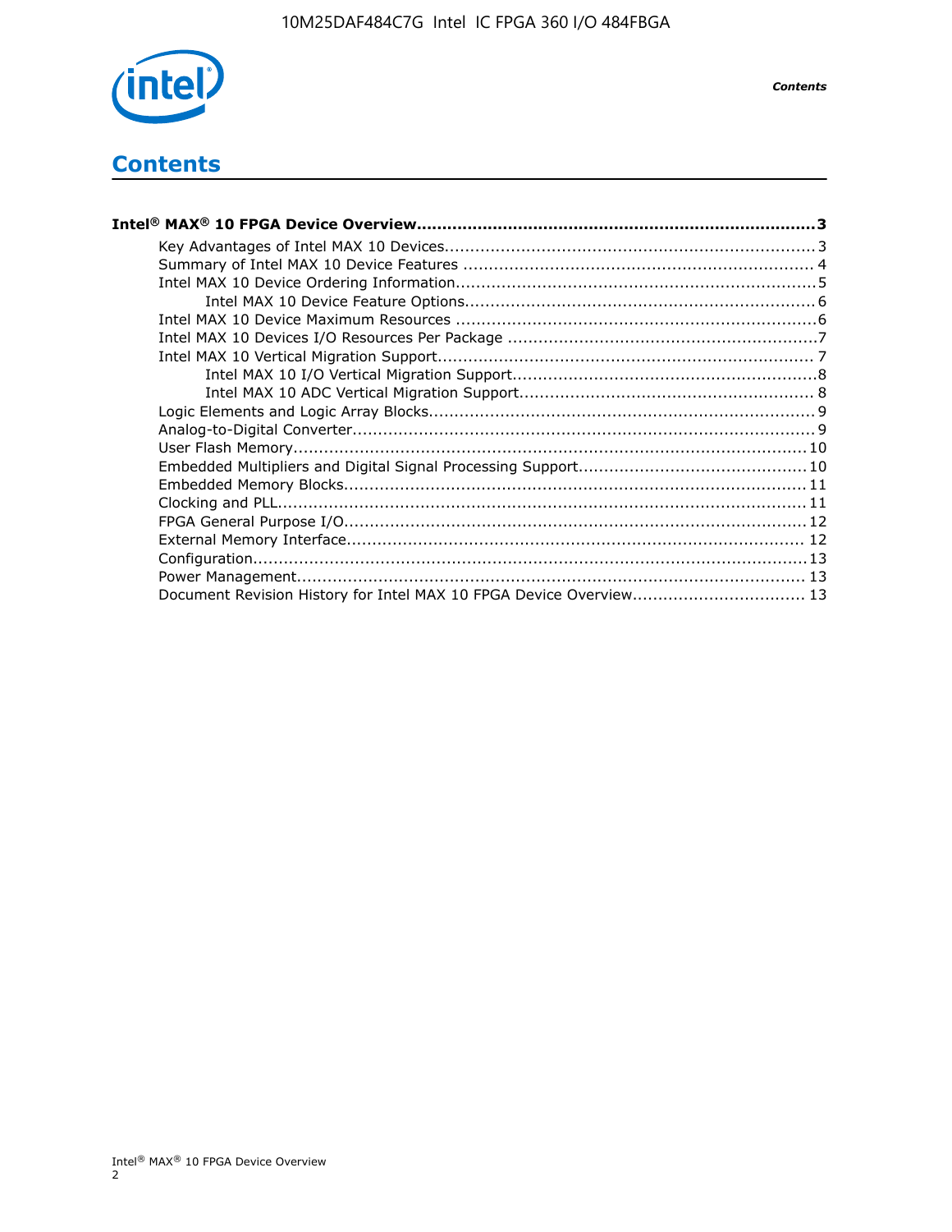# Contents

**Intel® MAX® 10 FPGA Device Overview..............................................................................3**

- Key Advantages of Intel MAX 10 Devices........................................................................3
- Summary of Intel MAX 10 Device Features .................................................................... 4
- Intel MAX 10 Device Ordering Information......................................................................5
    - Intel MAX 10 Device Feature Options....................................................................6
- Intel MAX 10 Device Maximum Resources ......................................................................6
- Intel MAX 10 Devices I/O Resources Per Package ............................................................7
- Intel MAX 10 Vertical Migration Support......................................................................... 7
    - Intel MAX 10 I/O Vertical Migration Support...........................................................8
    - Intel MAX 10 ADC Vertical Migration Support......................................................... 8
- Logic Elements and Logic Array Blocks...........................................................................9
- Analog-to-Digital Converter..........................................................................................9
- User Flash Memory.................................................................................................... 10
- Embedded Multipliers and Digital Signal Processing Support............................................10
- Embedded Memory Blocks.......................................................................................... 11
- Clocking and PLL....................................................................................................... 11
- FPGA General Purpose I/O.......................................................................................... 12
- External Memory Interface......................................................................................... 12
- Configuration............................................................................................................ 13
- Power Management................................................................................................... 13
- Document Revision History for Intel MAX 10 FPGA Device Overview................................. 13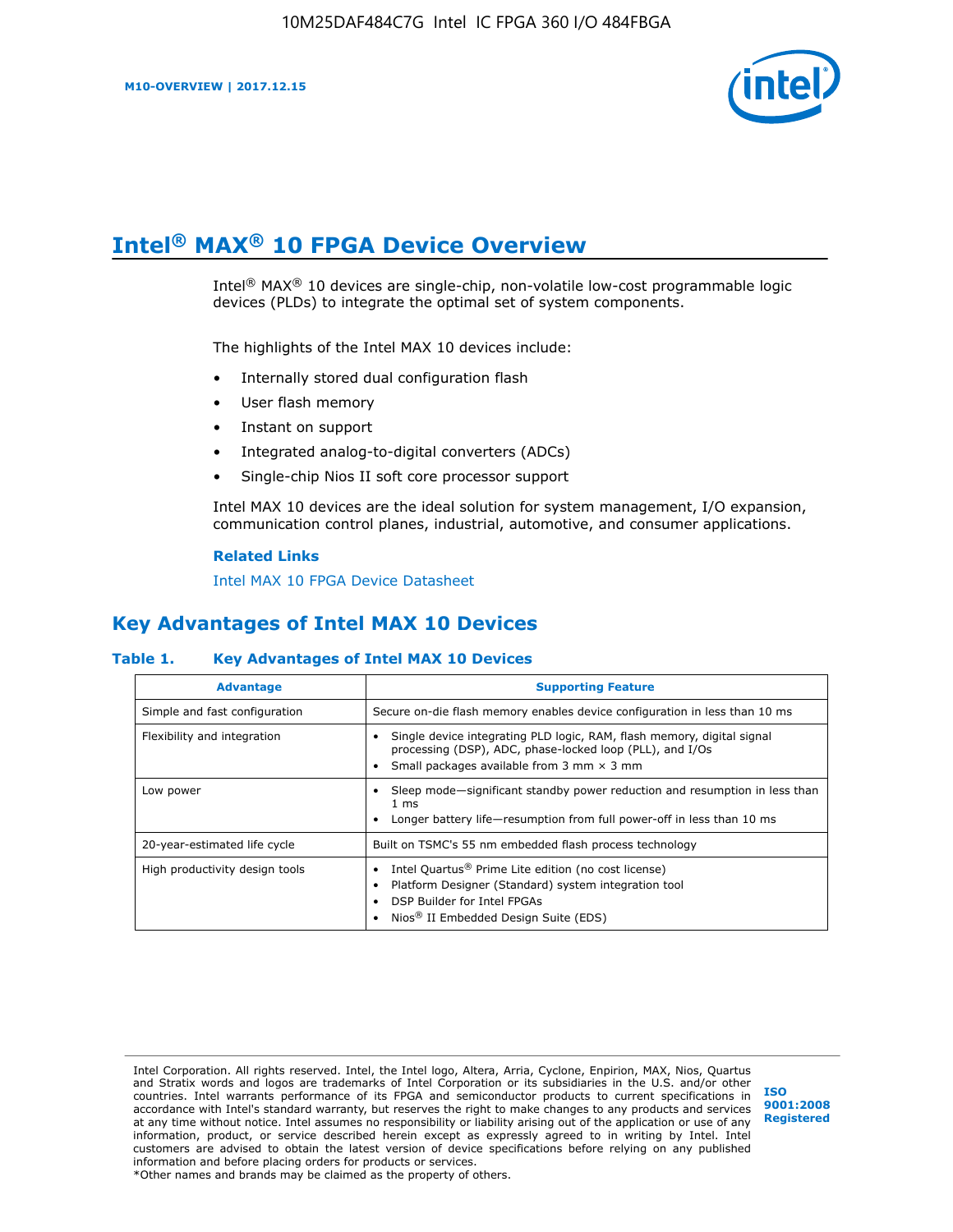# Intel® MAX® 10 FPGA Device Overview

Intel® MAX® 10 devices are single-chip, non-volatile low-cost programmable logic devices (PLDs) to integrate the optimal set of system components.

The highlights of the Intel MAX 10 devices include:

- Internally stored dual configuration flash
- User flash memory
- Instant on support
- Integrated analog-to-digital converters (ADCs)
- Single-chip Nios II soft core processor support

Intel MAX 10 devices are the ideal solution for system management, I/O expansion, communication control planes, industrial, automotive, and consumer applications.

**Related Links**

Intel MAX 10 FPGA Device Datasheet

## Key Advantages of Intel MAX 10 Devices

**Table 1. Key Advantages of Intel MAX 10 Devices**

| Advantage | Supporting Feature |
|---|---|
| Simple and fast configuration | Secure on-die flash memory enables device configuration in less than 10 ms |
| Flexibility and integration | • Single device integrating PLD logic, RAM, flash memory, digital signal processing (DSP), ADC, phase-locked loop (PLL), and I/Os<br>• Small packages available from 3 mm × 3 mm |
| Low power | • Sleep mode—significant standby power reduction and resumption in less than 1 ms<br>• Longer battery life—resumption from full power-off in less than 10 ms |
| 20-year-estimated life cycle | Built on TSMC's 55 nm embedded flash process technology |
| High productivity design tools | • Intel Quartus® Prime Lite edition (no cost license)<br>• Platform Designer (Standard) system integration tool<br>• DSP Builder for Intel FPGAs<br>• Nios® II Embedded Design Suite (EDS) |

Intel Corporation. All rights reserved. Intel, the Intel logo, Altera, Arria, Cyclone, Enpirion, MAX, Nios, Quartus and Stratix words and logos are trademarks of Intel Corporation or its subsidiaries in the U.S. and/or other countries. Intel warrants performance of its FPGA and semiconductor products to current specifications in accordance with Intel's standard warranty, but reserves the right to make changes to any products and services at any time without notice. Intel assumes no responsibility or liability arising out of the application or use of any information, product, or service described herein except as expressly agreed to in writing by Intel. Intel customers are advised to obtain the latest version of device specifications before relying on any published information and before placing orders for products or services.
*Other names and brands may be claimed as the property of others.

ISO 9001:2008 Registered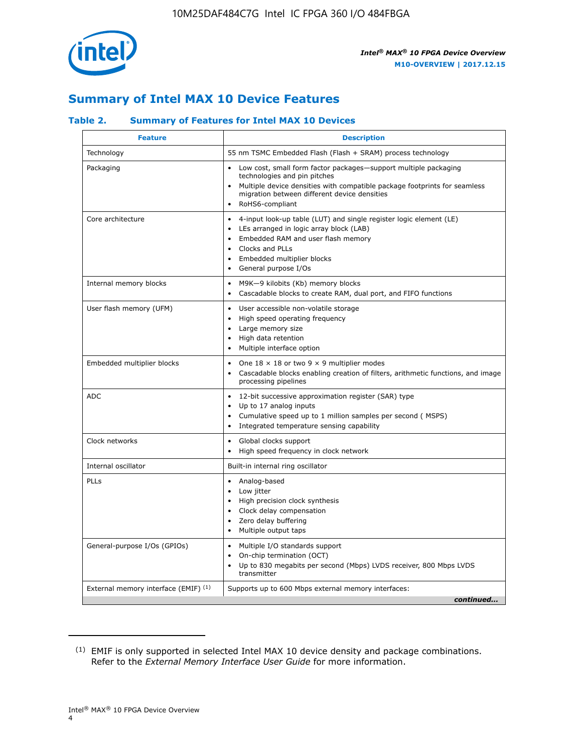## Summary of Intel MAX 10 Device Features

### Table 2. Summary of Features for Intel MAX 10 Devices

| Feature | Description |
|---|---|
| Technology | 55 nm TSMC Embedded Flash (Flash + SRAM) process technology |
| Packaging | • Low cost, small form factor packages—support multiple packaging technologies and pin pitches<br>• Multiple device densities with compatible package footprints for seamless migration between different device densities<br>• RoHS6-compliant |
| Core architecture | • 4-input look-up table (LUT) and single register logic element (LE)<br>• LEs arranged in logic array block (LAB)<br>• Embedded RAM and user flash memory<br>• Clocks and PLLs<br>• Embedded multiplier blocks<br>• General purpose I/Os |
| Internal memory blocks | • M9K—9 kilobits (Kb) memory blocks<br>• Cascadable blocks to create RAM, dual port, and FIFO functions |
| User flash memory (UFM) | • User accessible non-volatile storage<br>• High speed operating frequency<br>• Large memory size<br>• High data retention<br>• Multiple interface option |
| Embedded multiplier blocks | • One 18 × 18 or two 9 × 9 multiplier modes<br>• Cascadable blocks enabling creation of filters, arithmetic functions, and image processing pipelines |
| ADC | • 12-bit successive approximation register (SAR) type<br>• Up to 17 analog inputs<br>• Cumulative speed up to 1 million samples per second ( MSPS)<br>• Integrated temperature sensing capability |
| Clock networks | • Global clocks support<br>• High speed frequency in clock network |
| Internal oscillator | Built-in internal ring oscillator |
| PLLs | • Analog-based<br>• Low jitter<br>• High precision clock synthesis<br>• Clock delay compensation<br>• Zero delay buffering<br>• Multiple output taps |
| General-purpose I/Os (GPIOs) | • Multiple I/O standards support<br>• On-chip termination (OCT)<br>• Up to 830 megabits per second (Mbps) LVDS receiver, 800 Mbps LVDS transmitter |
| External memory interface (EMIF) [(1)] | Supports up to 600 Mbps external memory interfaces: |

*continued...*

(1) EMIF is only supported in selected Intel MAX 10 device density and package combinations. Refer to the *External Memory Interface User Guide* for more information.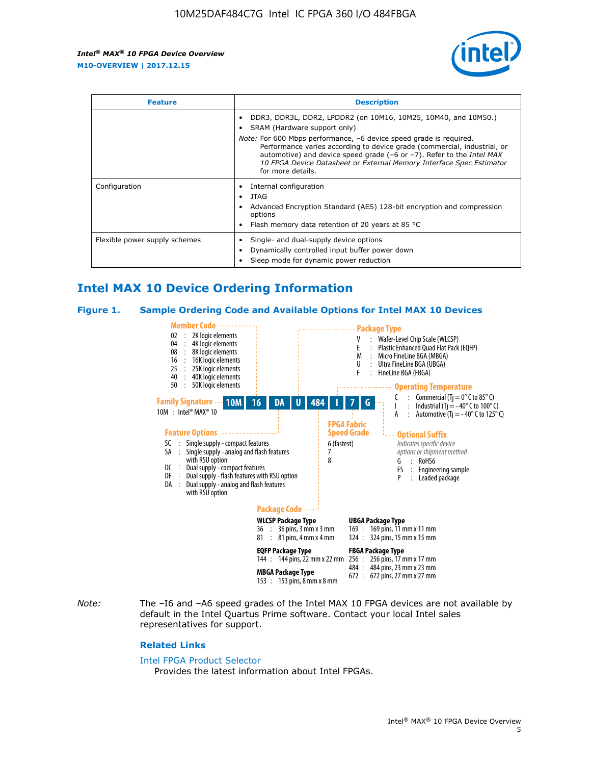| Feature | Description |
|---|---|
| | • DDR3, DDR3L, DDR2, LPDDR2 (on 10M16, 10M25, 10M40, and 10M50.) <br> • SRAM (Hardware support only) <br> *Note:* For 600 Mbps performance, –6 device speed grade is required. Performance varies according to device grade (commercial, industrial, or automotive) and device speed grade (–6 or –7). Refer to the *Intel MAX 10 FPGA Device Datasheet* or *External Memory Interface Spec Estimator* for more details. |
| Configuration | • Internal configuration <br> • JTAG <br> • Advanced Encryption Standard (AES) 128-bit encryption and compression options <br> • Flash memory data retention of 20 years at 85 °C |
| Flexible power supply schemes | • Single- and dual-supply device options <br> • Dynamically controlled input buffer power down <br> • Sleep mode for dynamic power reduction |

## Intel MAX 10 Device Ordering Information

### Figure 1. Sample Ordering Code and Available Options for Intel MAX 10 Devices

Example ordering code: **10M 16 DA U 484 I 7 G**

**Family Signature**
10M : Intel® MAX® 10

**Member Code**
- 02 : 2K logic elements
- 04 : 4K logic elements
- 08 : 8K logic elements
- 16 : 16K logic elements
- 25 : 25K logic elements
- 40 : 40K logic elements
- 50 : 50K logic elements

**Feature Options**
- SC : Single supply - compact features
- SA : Single supply - analog and flash features with RSU option
- DC : Dual supply - compact features
- DF : Dual supply - flash features with RSU option
- DA : Dual supply - analog and flash features with RSU option

**Package Type**
- V : Wafer-Level Chip Scale (WLCSP)
- E : Plastic Enhanced Quad Flat Pack (EQFP)
- M : Micro FineLine BGA (MBGA)
- U : Ultra FineLine BGA (UBGA)
- F : FineLine BGA (FBGA)

**Package Code**

WLCSP Package Type
- 36 : 36 pins, 3 mm x 3 mm
- 81 : 81 pins, 4 mm x 4 mm

EQFP Package Type
- 144 : 144 pins, 22 mm x 22 mm

MBGA Package Type
- 153 : 153 pins, 8 mm x 8 mm

UBGA Package Type
- 169 : 169 pins, 11 mm x 11 mm
- 324 : 324 pins, 15 mm x 15 mm

FBGA Package Type
- 256 : 256 pins, 17 mm x 17 mm
- 484 : 484 pins, 23 mm x 23 mm
- 672 : 672 pins, 27 mm x 27 mm

**Operating Temperature**
- C : Commercial ($T_J$ = 0° C to 85° C)
- I : Industrial ($T_J$ = - 40° C to 100° C)
- A : Automotive ($T_J$ = - 40° C to 125° C)

**FPGA Fabric Speed Grade**
- 6 (fastest)
- 7
- 8

**Optional Suffix**
*Indicates specific device options or shipment method*
- G : RoHS6
- ES : Engineering sample
- P : Leaded package

*Note:* The –I6 and –A6 speed grades of the Intel MAX 10 FPGA devices are not available by default in the Intel Quartus Prime software. Contact your local Intel sales representatives for support.

### Related Links

Intel FPGA Product Selector
Provides the latest information about Intel FPGAs.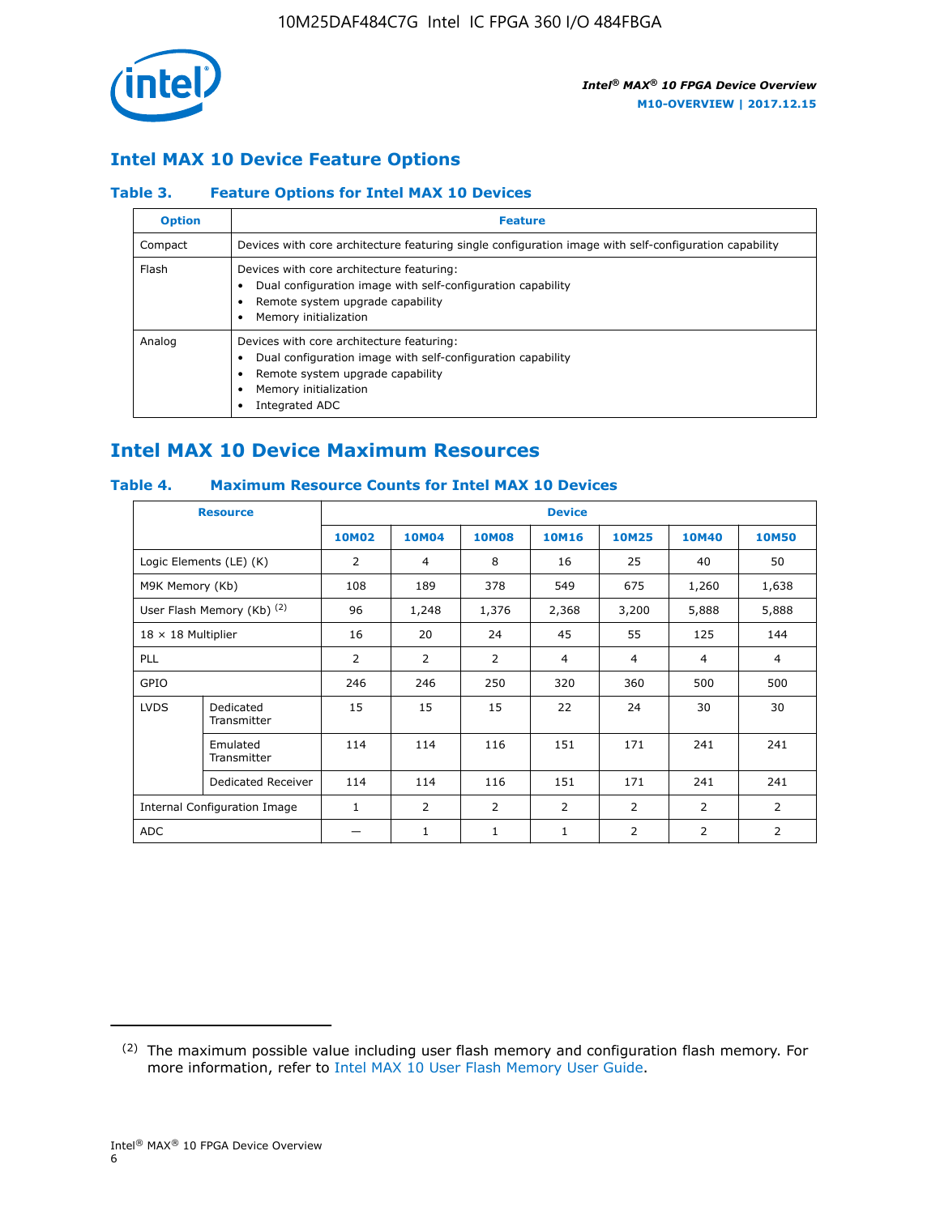## Intel MAX 10 Device Feature Options

### Table 3. Feature Options for Intel MAX 10 Devices

| Option | Feature |
| --- | --- |
| Compact | Devices with core architecture featuring single configuration image with self-configuration capability |
| Flash | Devices with core architecture featuring:<br>• Dual configuration image with self-configuration capability<br>• Remote system upgrade capability<br>• Memory initialization |
| Analog | Devices with core architecture featuring:<br>• Dual configuration image with self-configuration capability<br>• Remote system upgrade capability<br>• Memory initialization<br>• Integrated ADC |

## Intel MAX 10 Device Maximum Resources

### Table 4. Maximum Resource Counts for Intel MAX 10 Devices

| Resource | | Device | | | | | | |
| --- | --- | --- | --- | --- | --- | --- | --- | --- |
| | | 10M02 | 10M04 | 10M08 | 10M16 | 10M25 | 10M40 | 10M50 |
| Logic Elements (LE) (K) | | 2 | 4 | 8 | 16 | 25 | 40 | 50 |
| M9K Memory (Kb) | | 108 | 189 | 378 | 549 | 675 | 1,260 | 1,638 |
| User Flash Memory (Kb) (2) | | 96 | 1,248 | 1,376 | 2,368 | 3,200 | 5,888 | 5,888 |
| 18 × 18 Multiplier | | 16 | 20 | 24 | 45 | 55 | 125 | 144 |
| PLL | | 2 | 2 | 2 | 4 | 4 | 4 | 4 |
| GPIO | | 246 | 246 | 250 | 320 | 360 | 500 | 500 |
| LVDS | Dedicated Transmitter | 15 | 15 | 15 | 22 | 24 | 30 | 30 |
| | Emulated Transmitter | 114 | 114 | 116 | 151 | 171 | 241 | 241 |
| | Dedicated Receiver | 114 | 114 | 116 | 151 | 171 | 241 | 241 |
| Internal Configuration Image | | 1 | 2 | 2 | 2 | 2 | 2 | 2 |
| ADC | | — | 1 | 1 | 1 | 2 | 2 | 2 |

(2) The maximum possible value including user flash memory and configuration flash memory. For more information, refer to Intel MAX 10 User Flash Memory User Guide.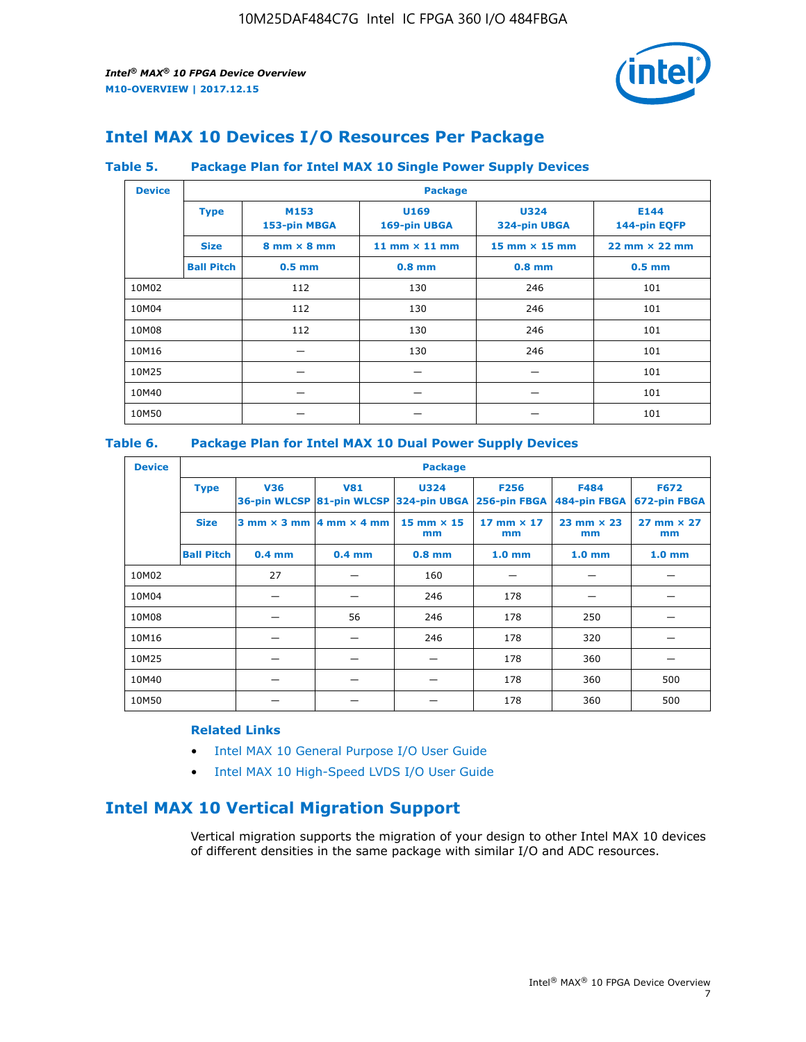## Intel MAX 10 Devices I/O Resources Per Package

**Table 5. Package Plan for Intel MAX 10 Single Power Supply Devices**

| Device | Package | | | | |
|---|---|---|---|---|---|
| | **Type** | **M153 153-pin MBGA** | **U169 169-pin UBGA** | **U324 324-pin UBGA** | **E144 144-pin EQFP** |
| | **Size** | **8 mm × 8 mm** | **11 mm × 11 mm** | **15 mm × 15 mm** | **22 mm × 22 mm** |
| | **Ball Pitch** | **0.5 mm** | **0.8 mm** | **0.8 mm** | **0.5 mm** |
| 10M02 | | 112 | 130 | 246 | 101 |
| 10M04 | | 112 | 130 | 246 | 101 |
| 10M08 | | 112 | 130 | 246 | 101 |
| 10M16 | | — | 130 | 246 | 101 |
| 10M25 | | — | — | — | 101 |
| 10M40 | | — | — | — | 101 |
| 10M50 | | — | — | — | 101 |

**Table 6. Package Plan for Intel MAX 10 Dual Power Supply Devices**

| Device | Package | | | | | | |
|---|---|---|---|---|---|---|---|
| | **Type** | **V36 36-pin WLCSP** | **V81 81-pin WLCSP** | **U324 324-pin UBGA** | **F256 256-pin FBGA** | **F484 484-pin FBGA** | **F672 672-pin FBGA** |
| | **Size** | **3 mm × 3 mm** | **4 mm × 4 mm** | **15 mm × 15 mm** | **17 mm × 17 mm** | **23 mm × 23 mm** | **27 mm × 27 mm** |
| | **Ball Pitch** | **0.4 mm** | **0.4 mm** | **0.8 mm** | **1.0 mm** | **1.0 mm** | **1.0 mm** |
| 10M02 | | 27 | — | 160 | — | — | — |
| 10M04 | | — | — | 246 | 178 | — | — |
| 10M08 | | — | 56 | 246 | 178 | 250 | — |
| 10M16 | | — | — | 246 | 178 | 320 | — |
| 10M25 | | — | — | — | 178 | 360 | — |
| 10M40 | | — | — | — | 178 | 360 | 500 |
| 10M50 | | — | — | — | 178 | 360 | 500 |

**Related Links**

- Intel MAX 10 General Purpose I/O User Guide
- Intel MAX 10 High-Speed LVDS I/O User Guide

## Intel MAX 10 Vertical Migration Support

Vertical migration supports the migration of your design to other Intel MAX 10 devices of different densities in the same package with similar I/O and ADC resources.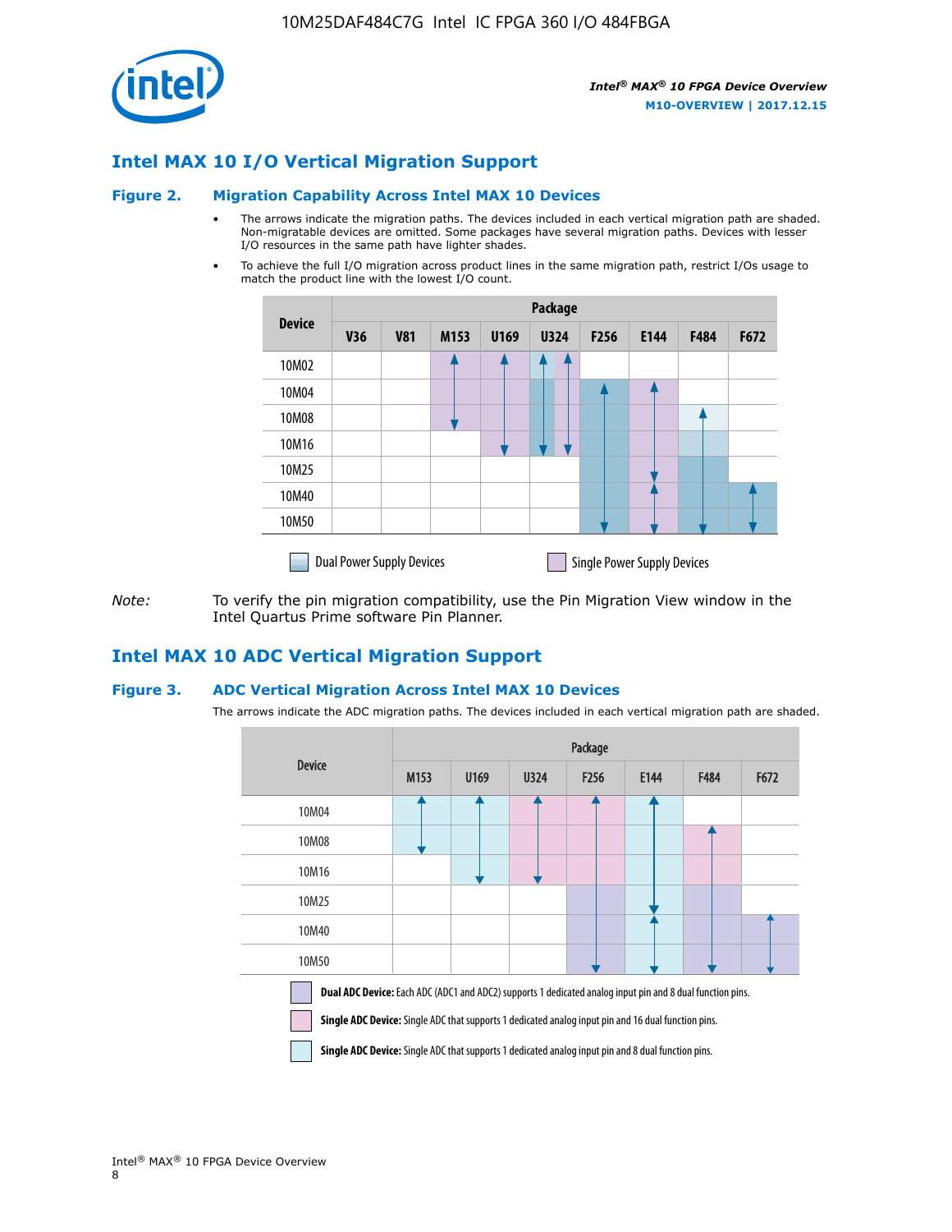## Intel MAX 10 I/O Vertical Migration Support

### Figure 2. Migration Capability Across Intel MAX 10 Devices

- The arrows indicate the migration paths. The devices included in each vertical migration path are shaded. Non-migratable devices are omitted. Some packages have several migration paths. Devices with lesser I/O resources in the same path have lighter shades.
- To achieve the full I/O migration across product lines in the same migration path, restrict I/Os usage to match the product line with the lowest I/O count.

| Device | Package | | | | | | | | |
|---|---|---|---|---|---|---|---|---|---|
| | V36 | V81 | M153 | U169 | U324 | F256 | E144 | F484 | F672 |
| 10M02 | | | | | | | | | |
| 10M04 | | | | | | | | | |
| 10M08 | | | | | | | | | |
| 10M16 | | | | | | | | | |
| 10M25 | | | | | | | | | |
| 10M40 | | | | | | | | | |
| 10M50 | | | | | | | | | |

Dual Power Supply Devices | Single Power Supply Devices

*Note:* To verify the pin migration compatibility, use the Pin Migration View window in the Intel Quartus Prime software Pin Planner.

## Intel MAX 10 ADC Vertical Migration Support

### Figure 3. ADC Vertical Migration Across Intel MAX 10 Devices

The arrows indicate the ADC migration paths. The devices included in each vertical migration path are shaded.

| Device | Package | | | | | | |
|---|---|---|---|---|---|---|---|
| | M153 | U169 | U324 | F256 | E144 | F484 | F672 |
| 10M04 | | | | | | | |
| 10M08 | | | | | | | |
| 10M16 | | | | | | | |
| 10M25 | | | | | | | |
| 10M40 | | | | | | | |
| 10M50 | | | | | | | |

**Dual ADC Device:** Each ADC (ADC1 and ADC2) supports 1 dedicated analog input pin and 8 dual function pins.

**Single ADC Device:** Single ADC that supports 1 dedicated analog input pin and 16 dual function pins.

**Single ADC Device:** Single ADC that supports 1 dedicated analog input pin and 8 dual function pins.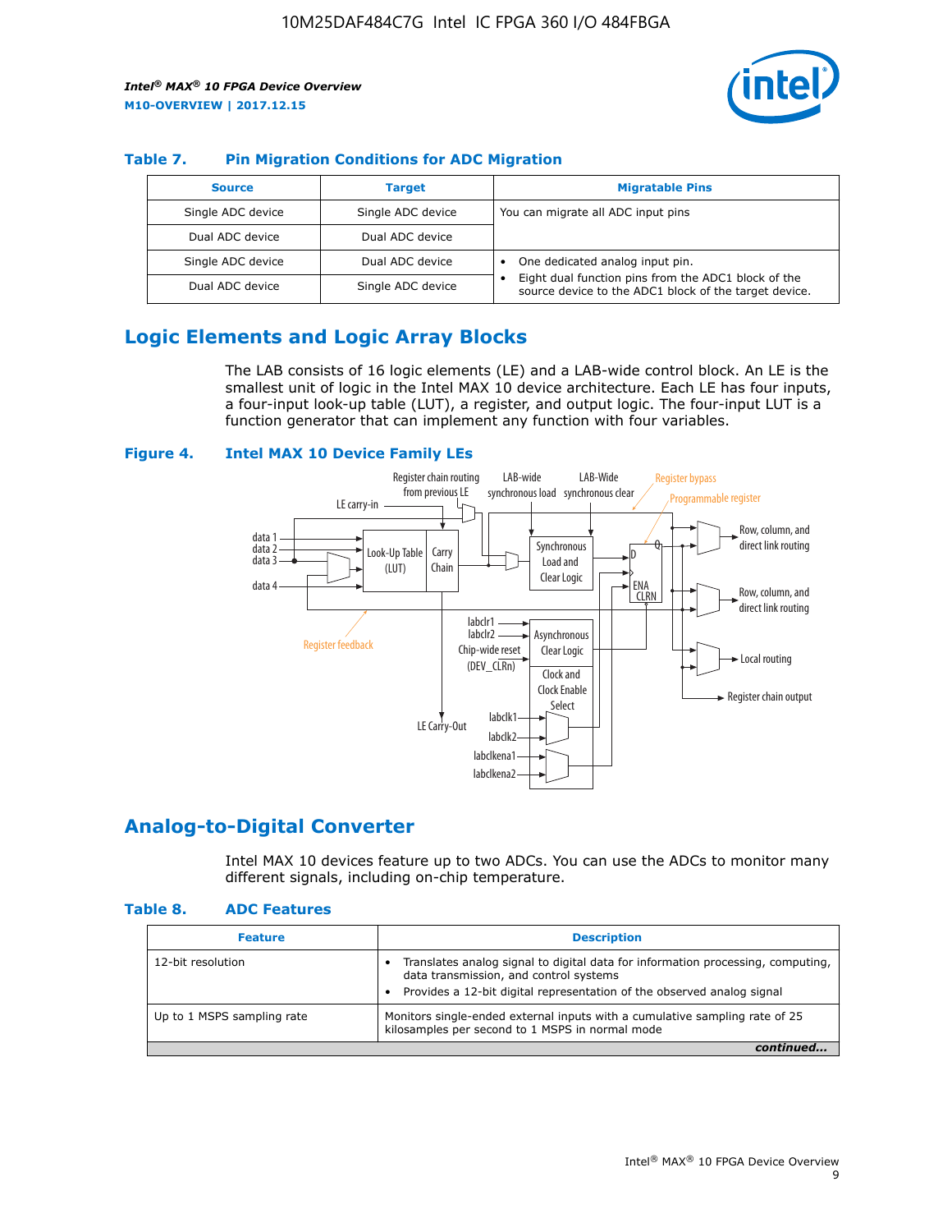### Table 7. Pin Migration Conditions for ADC Migration

| Source | Target | Migratable Pins |
| --- | --- | --- |
| Single ADC device | Single ADC device | You can migrate all ADC input pins |
| Dual ADC device | Dual ADC device | |
| Single ADC device | Dual ADC device | • One dedicated analog input pin. • Eight dual function pins from the ADC1 block of the source device to the ADC1 block of the target device. |
| Dual ADC device | Single ADC device | |

## Logic Elements and Logic Array Blocks

The LAB consists of 16 logic elements (LE) and a LAB-wide control block. An LE is the smallest unit of logic in the Intel MAX 10 device architecture. Each LE has four inputs, a four-input look-up table (LUT), a register, and output logic. The four-input LUT is a function generator that can implement any function with four variables.

### Figure 4. Intel MAX 10 Device Family LEs

## Analog-to-Digital Converter

Intel MAX 10 devices feature up to two ADCs. You can use the ADCs to monitor many different signals, including on-chip temperature.

### Table 8. ADC Features

| Feature | Description |
| --- | --- |
| 12-bit resolution | • Translates analog signal to digital data for information processing, computing, data transmission, and control systems • Provides a 12-bit digital representation of the observed analog signal |
| Up to 1 MSPS sampling rate | Monitors single-ended external inputs with a cumulative sampling rate of 25 kilosamples per second to 1 MSPS in normal mode |

*continued...*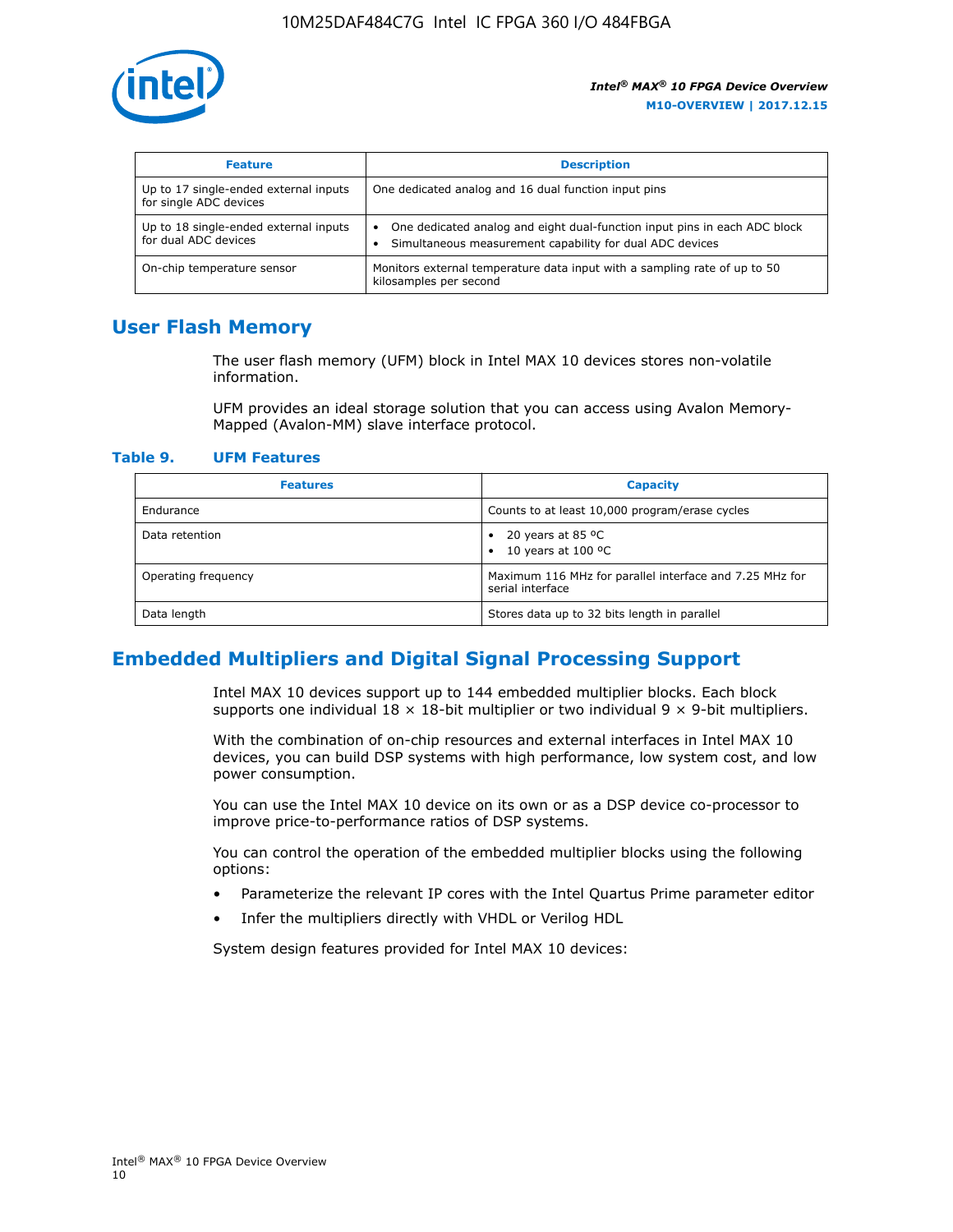| Feature | Description |
| --- | --- |
| Up to 17 single-ended external inputs for single ADC devices | One dedicated analog and 16 dual function input pins |
| Up to 18 single-ended external inputs for dual ADC devices | • One dedicated analog and eight dual-function input pins in each ADC block<br>• Simultaneous measurement capability for dual ADC devices |
| On-chip temperature sensor | Monitors external temperature data input with a sampling rate of up to 50 kilosamples per second |

## User Flash Memory

The user flash memory (UFM) block in Intel MAX 10 devices stores non-volatile information.

UFM provides an ideal storage solution that you can access using Avalon Memory-Mapped (Avalon-MM) slave interface protocol.

**Table 9. UFM Features**

| Features | Capacity |
| --- | --- |
| Endurance | Counts to at least 10,000 program/erase cycles |
| Data retention | • 20 years at 85 ºC<br>• 10 years at 100 ºC |
| Operating frequency | Maximum 116 MHz for parallel interface and 7.25 MHz for serial interface |
| Data length | Stores data up to 32 bits length in parallel |

## Embedded Multipliers and Digital Signal Processing Support

Intel MAX 10 devices support up to 144 embedded multiplier blocks. Each block supports one individual 18 × 18-bit multiplier or two individual 9 × 9-bit multipliers.

With the combination of on-chip resources and external interfaces in Intel MAX 10 devices, you can build DSP systems with high performance, low system cost, and low power consumption.

You can use the Intel MAX 10 device on its own or as a DSP device co-processor to improve price-to-performance ratios of DSP systems.

You can control the operation of the embedded multiplier blocks using the following options:

- Parameterize the relevant IP cores with the Intel Quartus Prime parameter editor
- Infer the multipliers directly with VHDL or Verilog HDL

System design features provided for Intel MAX 10 devices: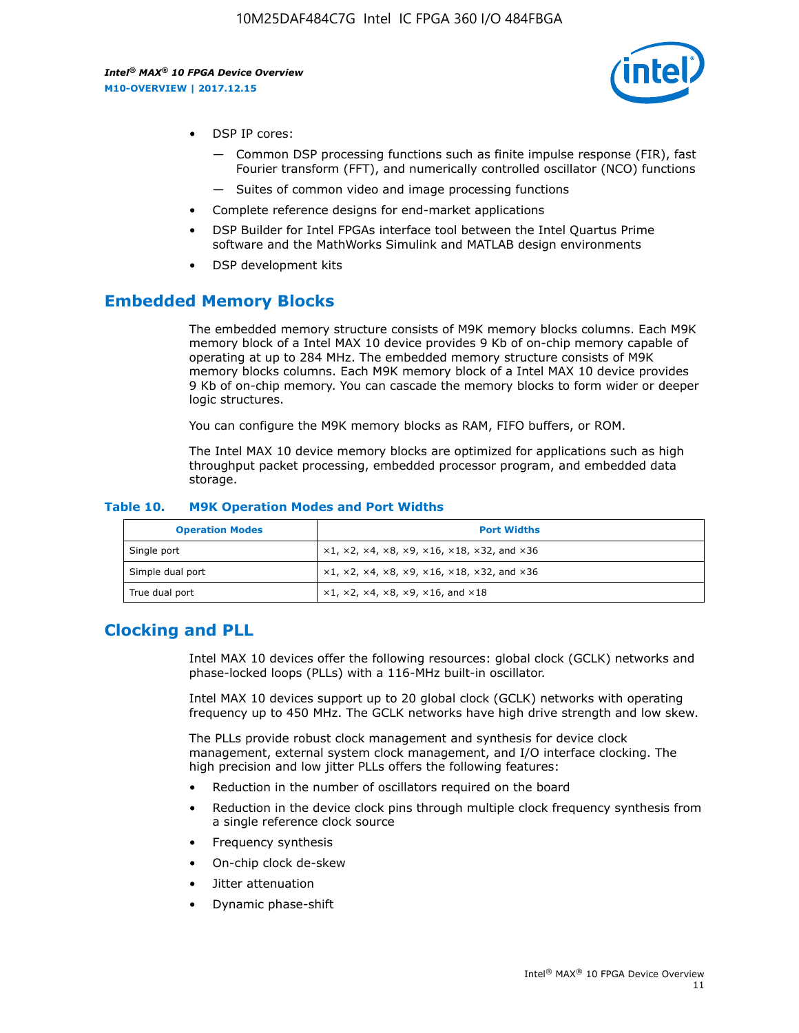- DSP IP cores:
  - Common DSP processing functions such as finite impulse response (FIR), fast Fourier transform (FFT), and numerically controlled oscillator (NCO) functions
  - Suites of common video and image processing functions
- Complete reference designs for end-market applications
- DSP Builder for Intel FPGAs interface tool between the Intel Quartus Prime software and the MathWorks Simulink and MATLAB design environments
- DSP development kits

## Embedded Memory Blocks

The embedded memory structure consists of M9K memory blocks columns. Each M9K memory block of a Intel MAX 10 device provides 9 Kb of on-chip memory capable of operating at up to 284 MHz. The embedded memory structure consists of M9K memory blocks columns. Each M9K memory block of a Intel MAX 10 device provides 9 Kb of on-chip memory. You can cascade the memory blocks to form wider or deeper logic structures.

You can configure the M9K memory blocks as RAM, FIFO buffers, or ROM.

The Intel MAX 10 device memory blocks are optimized for applications such as high throughput packet processing, embedded processor program, and embedded data storage.

**Table 10. M9K Operation Modes and Port Widths**

| Operation Modes | Port Widths |
|---|---|
| Single port | ×1, ×2, ×4, ×8, ×9, ×16, ×18, ×32, and ×36 |
| Simple dual port | ×1, ×2, ×4, ×8, ×9, ×16, ×18, ×32, and ×36 |
| True dual port | ×1, ×2, ×4, ×8, ×9, ×16, and ×18 |

## Clocking and PLL

Intel MAX 10 devices offer the following resources: global clock (GCLK) networks and phase-locked loops (PLLs) with a 116-MHz built-in oscillator.

Intel MAX 10 devices support up to 20 global clock (GCLK) networks with operating frequency up to 450 MHz. The GCLK networks have high drive strength and low skew.

The PLLs provide robust clock management and synthesis for device clock management, external system clock management, and I/O interface clocking. The high precision and low jitter PLLs offers the following features:

- Reduction in the number of oscillators required on the board
- Reduction in the device clock pins through multiple clock frequency synthesis from a single reference clock source
- Frequency synthesis
- On-chip clock de-skew
- Jitter attenuation
- Dynamic phase-shift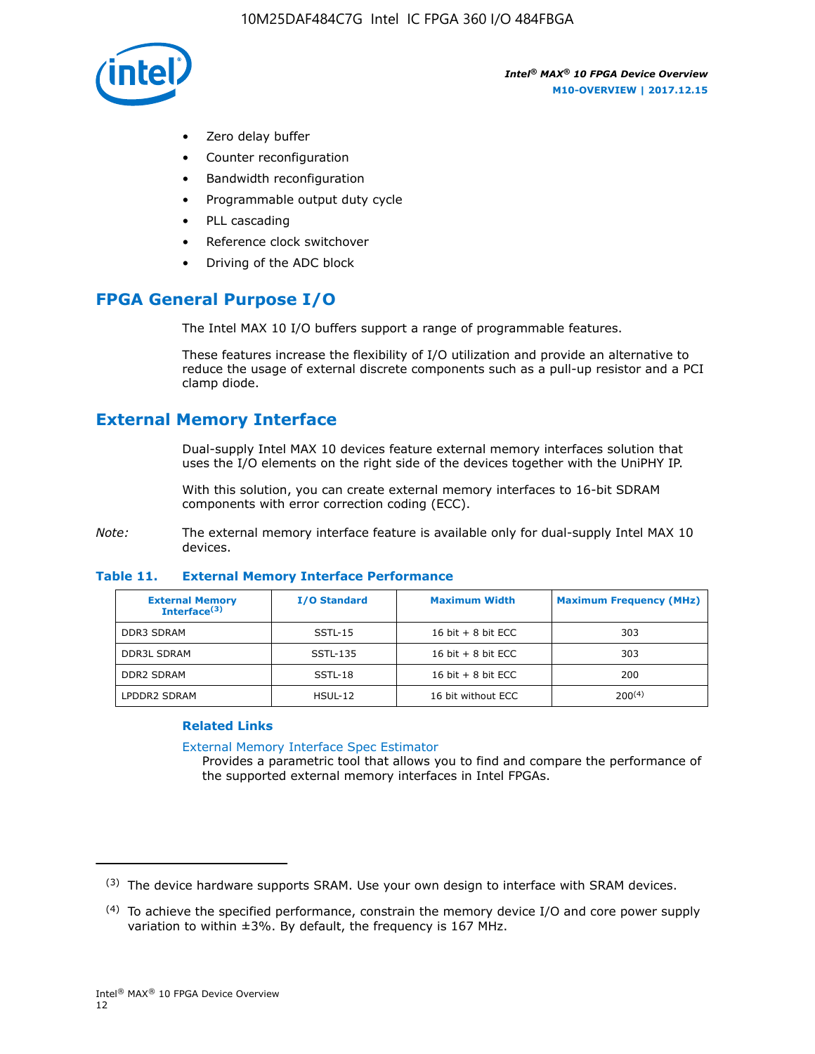- Zero delay buffer
- Counter reconfiguration
- Bandwidth reconfiguration
- Programmable output duty cycle
- PLL cascading
- Reference clock switchover
- Driving of the ADC block

## FPGA General Purpose I/O

The Intel MAX 10 I/O buffers support a range of programmable features.

These features increase the flexibility of I/O utilization and provide an alternative to reduce the usage of external discrete components such as a pull-up resistor and a PCI clamp diode.

## External Memory Interface

Dual-supply Intel MAX 10 devices feature external memory interfaces solution that uses the I/O elements on the right side of the devices together with the UniPHY IP.

With this solution, you can create external memory interfaces to 16-bit SDRAM components with error correction coding (ECC).

*Note:* The external memory interface feature is available only for dual-supply Intel MAX 10 devices.

**Table 11. External Memory Interface Performance**

| External Memory Interface[3] | I/O Standard | Maximum Width | Maximum Frequency (MHz) |
|---|---|---|---|
| DDR3 SDRAM | SSTL-15 | 16 bit + 8 bit ECC | 303 |
| DDR3L SDRAM | SSTL-135 | 16 bit + 8 bit ECC | 303 |
| DDR2 SDRAM | SSTL-18 | 16 bit + 8 bit ECC | 200 |
| LPDDR2 SDRAM | HSUL-12 | 16 bit without ECC | 200[4] |

### Related Links

External Memory Interface Spec Estimator
Provides a parametric tool that allows you to find and compare the performance of the supported external memory interfaces in Intel FPGAs.

---

(3) The device hardware supports SRAM. Use your own design to interface with SRAM devices.

(4) To achieve the specified performance, constrain the memory device I/O and core power supply variation to within ±3%. By default, the frequency is 167 MHz.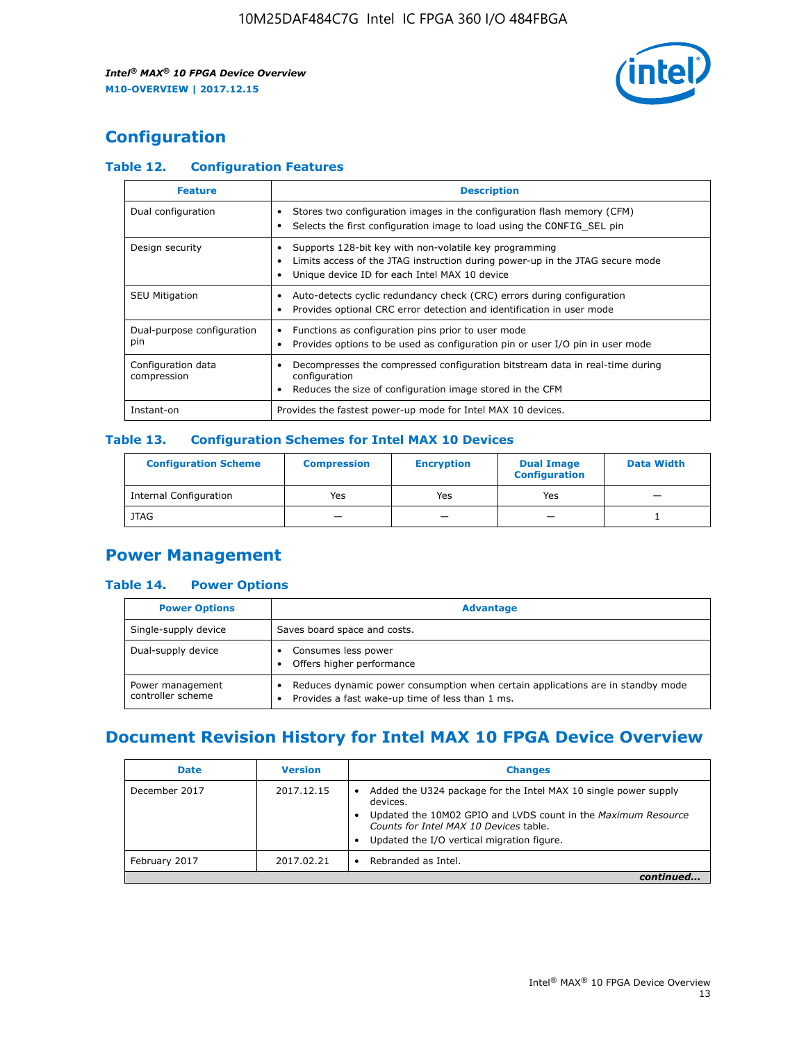## Configuration

### Table 12. Configuration Features

| Feature | Description |
|---|---|
| Dual configuration | • Stores two configuration images in the configuration flash memory (CFM)<br>• Selects the first configuration image to load using the CONFIG_SEL pin |
| Design security | • Supports 128-bit key with non-volatile key programming<br>• Limits access of the JTAG instruction during power-up in the JTAG secure mode<br>• Unique device ID for each Intel MAX 10 device |
| SEU Mitigation | • Auto-detects cyclic redundancy check (CRC) errors during configuration<br>• Provides optional CRC error detection and identification in user mode |
| Dual-purpose configuration pin | • Functions as configuration pins prior to user mode<br>• Provides options to be used as configuration pin or user I/O pin in user mode |
| Configuration data compression | • Decompresses the compressed configuration bitstream data in real-time during configuration<br>• Reduces the size of configuration image stored in the CFM |
| Instant-on | Provides the fastest power-up mode for Intel MAX 10 devices. |

### Table 13. Configuration Schemes for Intel MAX 10 Devices

| Configuration Scheme | Compression | Encryption | Dual Image Configuration | Data Width |
|---|---|---|---|---|
| Internal Configuration | Yes | Yes | Yes | — |
| JTAG | — | — | — | 1 |

## Power Management

### Table 14. Power Options

| Power Options | Advantage |
|---|---|
| Single-supply device | Saves board space and costs. |
| Dual-supply device | • Consumes less power<br>• Offers higher performance |
| Power management controller scheme | • Reduces dynamic power consumption when certain applications are in standby mode<br>• Provides a fast wake-up time of less than 1 ms. |

## Document Revision History for Intel MAX 10 FPGA Device Overview

| Date | Version | Changes |
|---|---|---|
| December 2017 | 2017.12.15 | • Added the U324 package for the Intel MAX 10 single power supply devices.<br>• Updated the 10M02 GPIO and LVDS count in the *Maximum Resource Counts for Intel MAX 10 Devices* table.<br>• Updated the I/O vertical migration figure. |
| February 2017 | 2017.02.21 | • Rebranded as Intel. |

*continued...*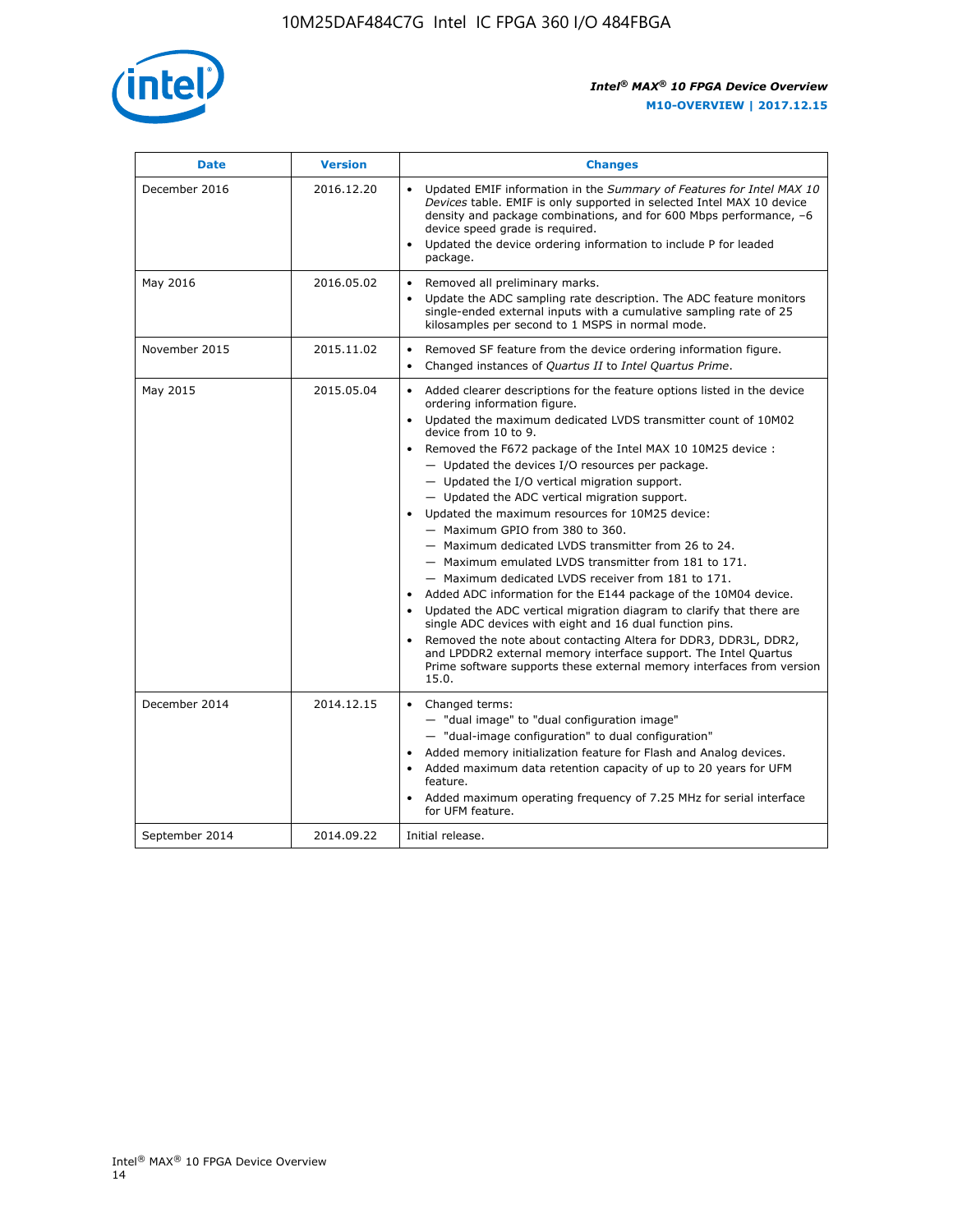| Date | Version | Changes |
| --- | --- | --- |
| December 2016 | 2016.12.20 | • Updated EMIF information in the *Summary of Features for Intel MAX 10 Devices* table. EMIF is only supported in selected Intel MAX 10 device density and package combinations, and for 600 Mbps performance, –6 device speed grade is required.<br>• Updated the device ordering information to include P for leaded package. |
| May 2016 | 2016.05.02 | • Removed all preliminary marks.<br>• Update the ADC sampling rate description. The ADC feature monitors single-ended external inputs with a cumulative sampling rate of 25 kilosamples per second to 1 MSPS in normal mode. |
| November 2015 | 2015.11.02 | • Removed SF feature from the device ordering information figure.<br>• Changed instances of *Quartus II* to *Intel Quartus Prime*. |
| May 2015 | 2015.05.04 | • Added clearer descriptions for the feature options listed in the device ordering information figure.<br>• Updated the maximum dedicated LVDS transmitter count of 10M02 device from 10 to 9.<br>• Removed the F672 package of the Intel MAX 10 10M25 device :<br>— Updated the devices I/O resources per package.<br>— Updated the I/O vertical migration support.<br>— Updated the ADC vertical migration support.<br>• Updated the maximum resources for 10M25 device:<br>— Maximum GPIO from 380 to 360.<br>— Maximum dedicated LVDS transmitter from 26 to 24.<br>— Maximum emulated LVDS transmitter from 181 to 171.<br>— Maximum dedicated LVDS receiver from 181 to 171.<br>• Added ADC information for the E144 package of the 10M04 device.<br>• Updated the ADC vertical migration diagram to clarify that there are single ADC devices with eight and 16 dual function pins.<br>• Removed the note about contacting Altera for DDR3, DDR3L, DDR2, and LPDDR2 external memory interface support. The Intel Quartus Prime software supports these external memory interfaces from version 15.0. |
| December 2014 | 2014.12.15 | • Changed terms:<br>— "dual image" to "dual configuration image"<br>— "dual-image configuration" to dual configuration"<br>• Added memory initialization feature for Flash and Analog devices.<br>• Added maximum data retention capacity of up to 20 years for UFM feature.<br>• Added maximum operating frequency of 7.25 MHz for serial interface for UFM feature. |
| September 2014 | 2014.09.22 | Initial release. |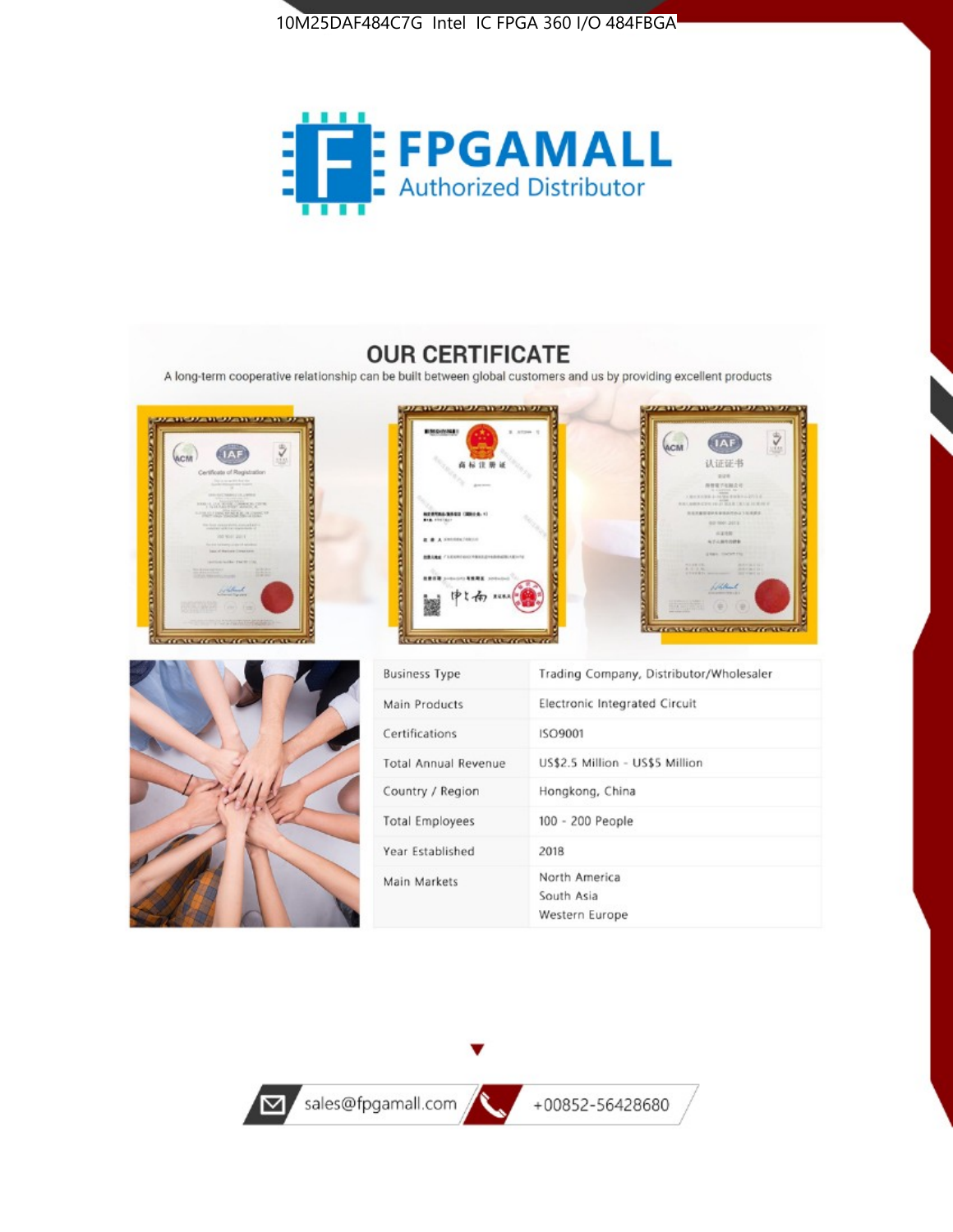FPGAMALL

Authorized Distributor

# OUR CERTIFICATE

A long-term cooperative relationship can be built between global customers and us by providing excellent products

| | |
|---|---|
| Business Type | Trading Company, Distributor/Wholesaler |
| Main Products | Electronic Integrated Circuit |
| Certifications | ISO9001 |
| Total Annual Revenue | US$2.5 Million - US$5 Million |
| Country / Region | Hongkong, China |
| Total Employees | 100 - 200 People |
| Year Established | 2018 |
| Main Markets | North America<br>South Asia<br>Western Europe |

sales@fpgamall.com

+00852-56428680